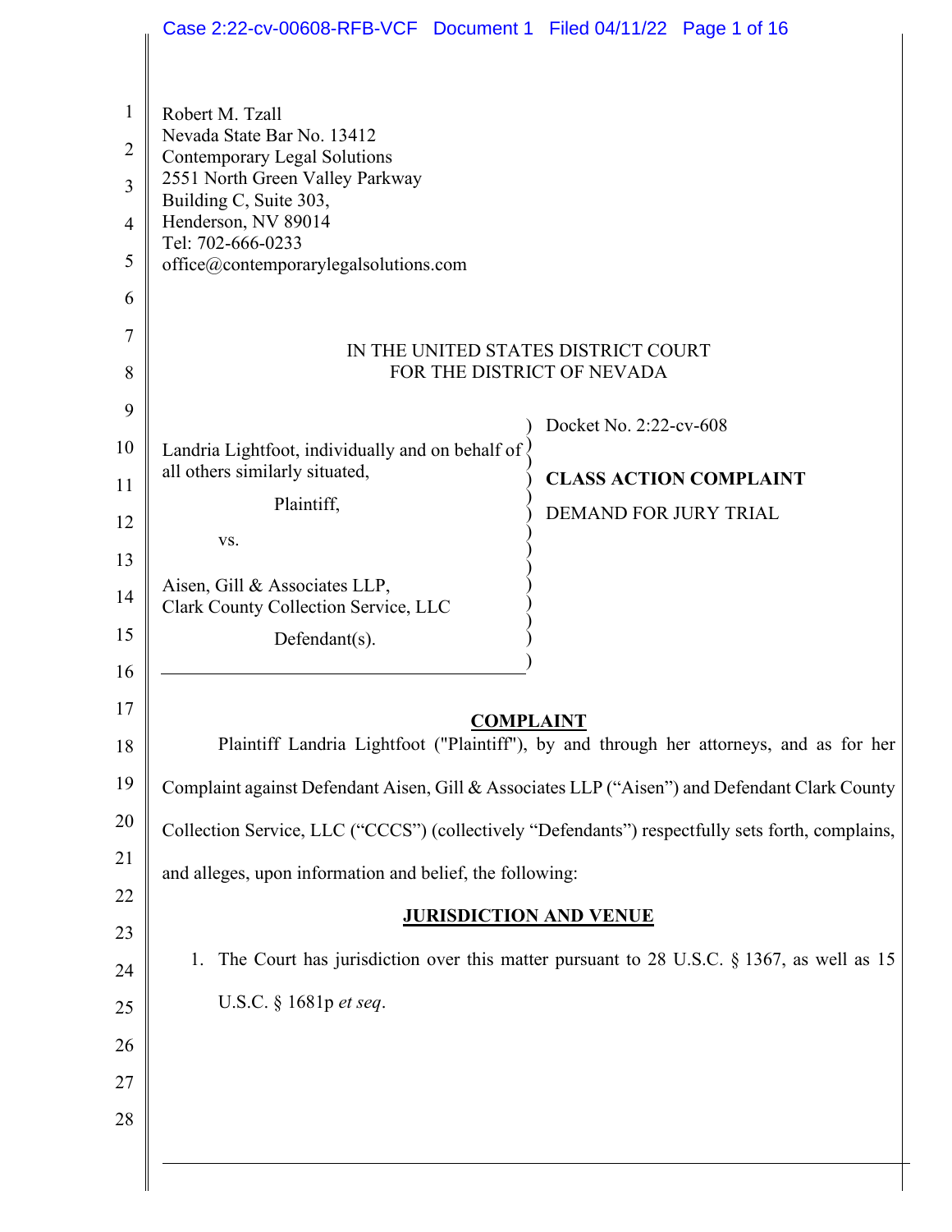Robert M. Tzall
Nevada State Bar No. 13412
Contemporary Legal Solutions
2551 North Green Valley Parkway
Building C, Suite 303,
Henderson, NV 89014
Tel: 702-666-0233
office@contemporarylegalsolutions.com

IN THE UNITED STATES DISTRICT COURT
FOR THE DISTRICT OF NEVADA

Landria Lightfoot, individually and on behalf of all others similarly situated,

Plaintiff,

vs.

Aisen, Gill & Associates LLP,
Clark County Collection Service, LLC

Defendant(s).

Docket No. 2:22-cv-608

**CLASS ACTION COMPLAINT**

DEMAND FOR JURY TRIAL

## COMPLAINT

Plaintiff Landria Lightfoot ("Plaintiff"), by and through her attorneys, and as for her Complaint against Defendant Aisen, Gill & Associates LLP ("Aisen") and Defendant Clark County Collection Service, LLC ("CCCS") (collectively "Defendants") respectfully sets forth, complains, and alleges, upon information and belief, the following:

## JURISDICTION AND VENUE

1. The Court has jurisdiction over this matter pursuant to 28 U.S.C. § 1367, as well as 15 U.S.C. § 1681p *et seq*.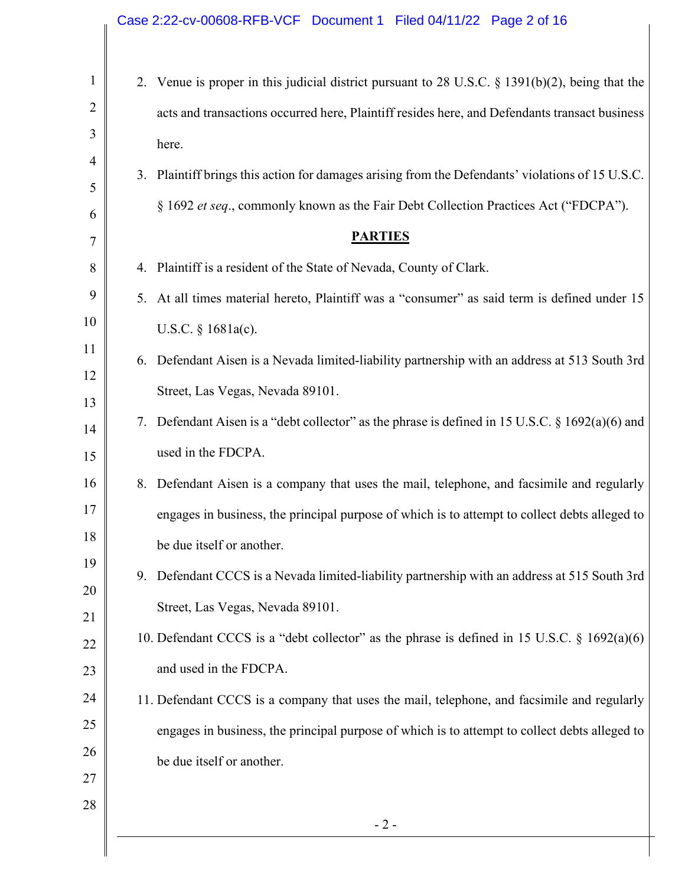2. Venue is proper in this judicial district pursuant to 28 U.S.C. § 1391(b)(2), being that the acts and transactions occurred here, Plaintiff resides here, and Defendants transact business here.

3. Plaintiff brings this action for damages arising from the Defendants' violations of 15 U.S.C. § 1692 *et seq*., commonly known as the Fair Debt Collection Practices Act ("FDCPA").

## PARTIES

4. Plaintiff is a resident of the State of Nevada, County of Clark.

5. At all times material hereto, Plaintiff was a "consumer" as said term is defined under 15 U.S.C. § 1681a(c).

6. Defendant Aisen is a Nevada limited-liability partnership with an address at 513 South 3rd Street, Las Vegas, Nevada 89101.

7. Defendant Aisen is a "debt collector" as the phrase is defined in 15 U.S.C. § 1692(a)(6) and used in the FDCPA.

8. Defendant Aisen is a company that uses the mail, telephone, and facsimile and regularly engages in business, the principal purpose of which is to attempt to collect debts alleged to be due itself or another.

9. Defendant CCCS is a Nevada limited-liability partnership with an address at 515 South 3rd Street, Las Vegas, Nevada 89101.

10. Defendant CCCS is a "debt collector" as the phrase is defined in 15 U.S.C. § 1692(a)(6) and used in the FDCPA.

11. Defendant CCCS is a company that uses the mail, telephone, and facsimile and regularly engages in business, the principal purpose of which is to attempt to collect debts alleged to be due itself or another.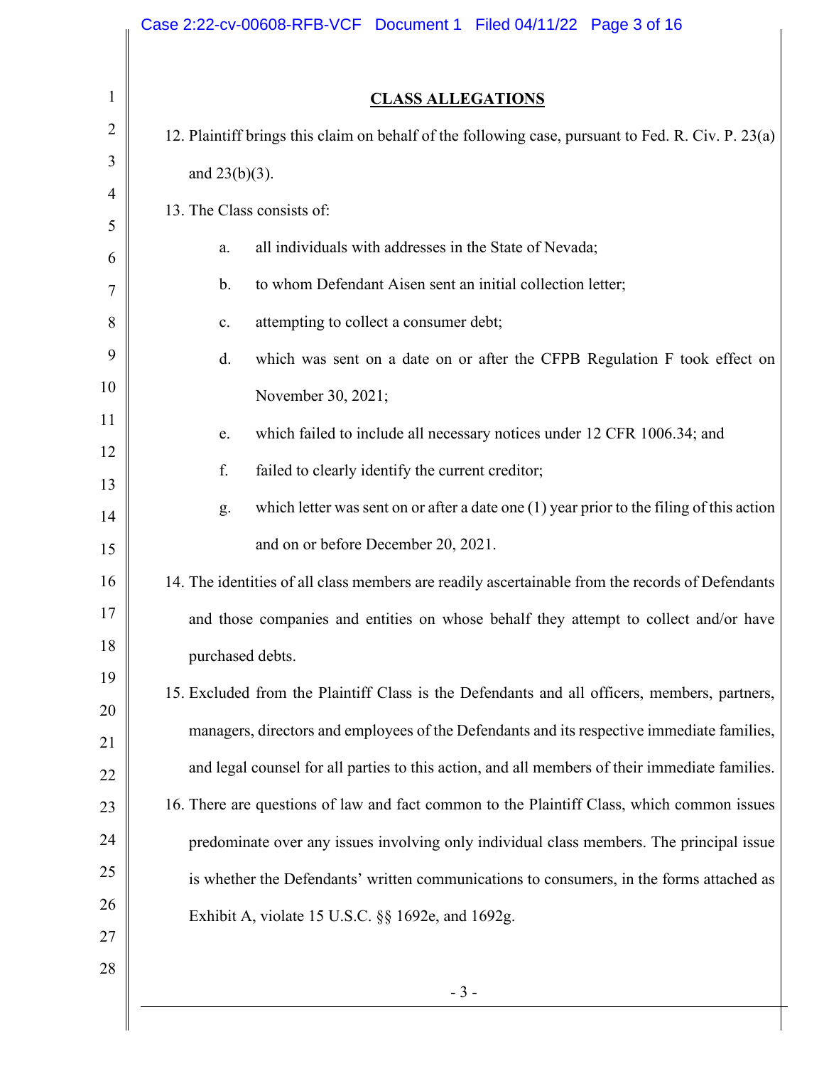## CLASS ALLEGATIONS

12. Plaintiff brings this claim on behalf of the following case, pursuant to Fed. R. Civ. P. 23(a) and 23(b)(3).

13. The Class consists of:

    a. all individuals with addresses in the State of Nevada;

    b. to whom Defendant Aisen sent an initial collection letter;

    c. attempting to collect a consumer debt;

    d. which was sent on a date on or after the CFPB Regulation F took effect on November 30, 2021;

    e. which failed to include all necessary notices under 12 CFR 1006.34; and

    f. failed to clearly identify the current creditor;

    g. which letter was sent on or after a date one (1) year prior to the filing of this action and on or before December 20, 2021.

14. The identities of all class members are readily ascertainable from the records of Defendants and those companies and entities on whose behalf they attempt to collect and/or have purchased debts.

15. Excluded from the Plaintiff Class is the Defendants and all officers, members, partners, managers, directors and employees of the Defendants and its respective immediate families, and legal counsel for all parties to this action, and all members of their immediate families.

16. There are questions of law and fact common to the Plaintiff Class, which common issues predominate over any issues involving only individual class members. The principal issue is whether the Defendants' written communications to consumers, in the forms attached as Exhibit A, violate 15 U.S.C. §§ 1692e, and 1692g.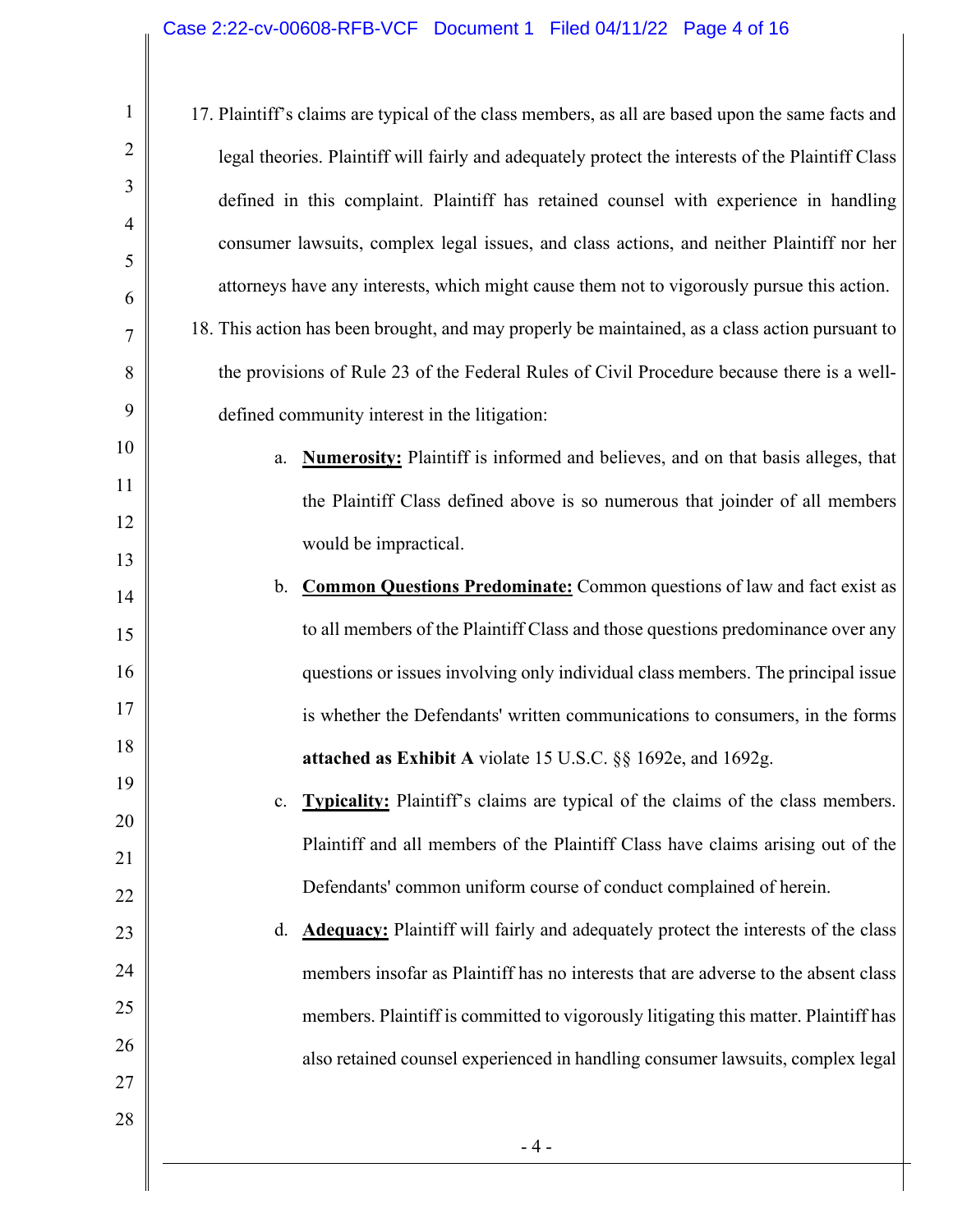17. Plaintiff's claims are typical of the class members, as all are based upon the same facts and legal theories. Plaintiff will fairly and adequately protect the interests of the Plaintiff Class defined in this complaint. Plaintiff has retained counsel with experience in handling consumer lawsuits, complex legal issues, and class actions, and neither Plaintiff nor her attorneys have any interests, which might cause them not to vigorously pursue this action.

18. This action has been brought, and may properly be maintained, as a class action pursuant to the provisions of Rule 23 of the Federal Rules of Civil Procedure because there is a well-defined community interest in the litigation:

    a. **Numerosity:** Plaintiff is informed and believes, and on that basis alleges, that the Plaintiff Class defined above is so numerous that joinder of all members would be impractical.

    b. **Common Questions Predominate:** Common questions of law and fact exist as to all members of the Plaintiff Class and those questions predominance over any questions or issues involving only individual class members. The principal issue is whether the Defendants' written communications to consumers, in the forms **attached as Exhibit A** violate 15 U.S.C. §§ 1692e, and 1692g.

    c. **Typicality:** Plaintiff's claims are typical of the claims of the class members. Plaintiff and all members of the Plaintiff Class have claims arising out of the Defendants' common uniform course of conduct complained of herein.

    d. **Adequacy:** Plaintiff will fairly and adequately protect the interests of the class members insofar as Plaintiff has no interests that are adverse to the absent class members. Plaintiff is committed to vigorously litigating this matter. Plaintiff has also retained counsel experienced in handling consumer lawsuits, complex legal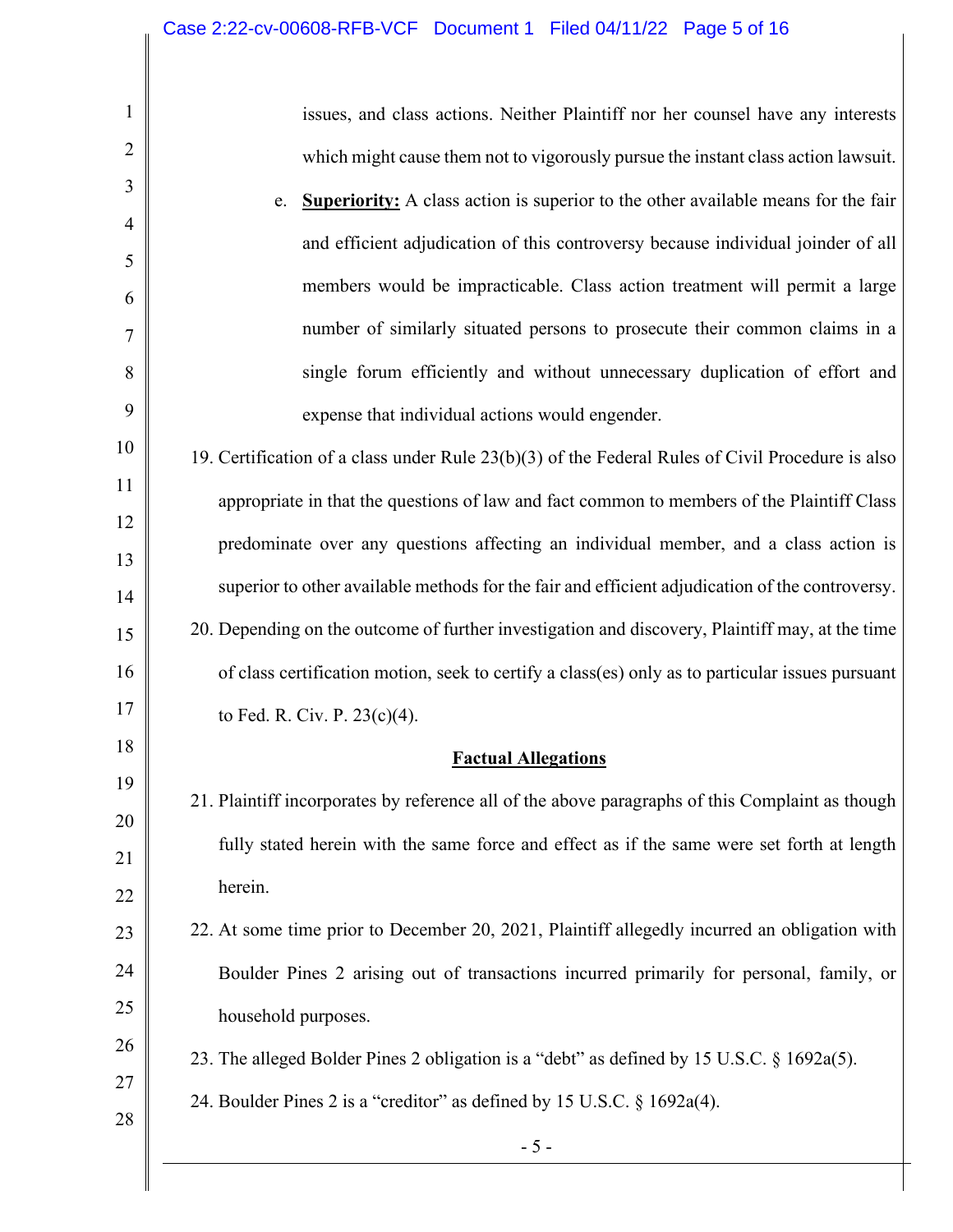issues, and class actions. Neither Plaintiff nor her counsel have any interests which might cause them not to vigorously pursue the instant class action lawsuit.

e. **Superiority:** A class action is superior to the other available means for the fair and efficient adjudication of this controversy because individual joinder of all members would be impracticable. Class action treatment will permit a large number of similarly situated persons to prosecute their common claims in a single forum efficiently and without unnecessary duplication of effort and expense that individual actions would engender.

19. Certification of a class under Rule 23(b)(3) of the Federal Rules of Civil Procedure is also appropriate in that the questions of law and fact common to members of the Plaintiff Class predominate over any questions affecting an individual member, and a class action is superior to other available methods for the fair and efficient adjudication of the controversy.

20. Depending on the outcome of further investigation and discovery, Plaintiff may, at the time of class certification motion, seek to certify a class(es) only as to particular issues pursuant to Fed. R. Civ. P. 23(c)(4).

## Factual Allegations

21. Plaintiff incorporates by reference all of the above paragraphs of this Complaint as though fully stated herein with the same force and effect as if the same were set forth at length herein.

22. At some time prior to December 20, 2021, Plaintiff allegedly incurred an obligation with Boulder Pines 2 arising out of transactions incurred primarily for personal, family, or household purposes.

23. The alleged Bolder Pines 2 obligation is a "debt" as defined by 15 U.S.C. § 1692a(5).

24. Boulder Pines 2 is a "creditor" as defined by 15 U.S.C. § 1692a(4).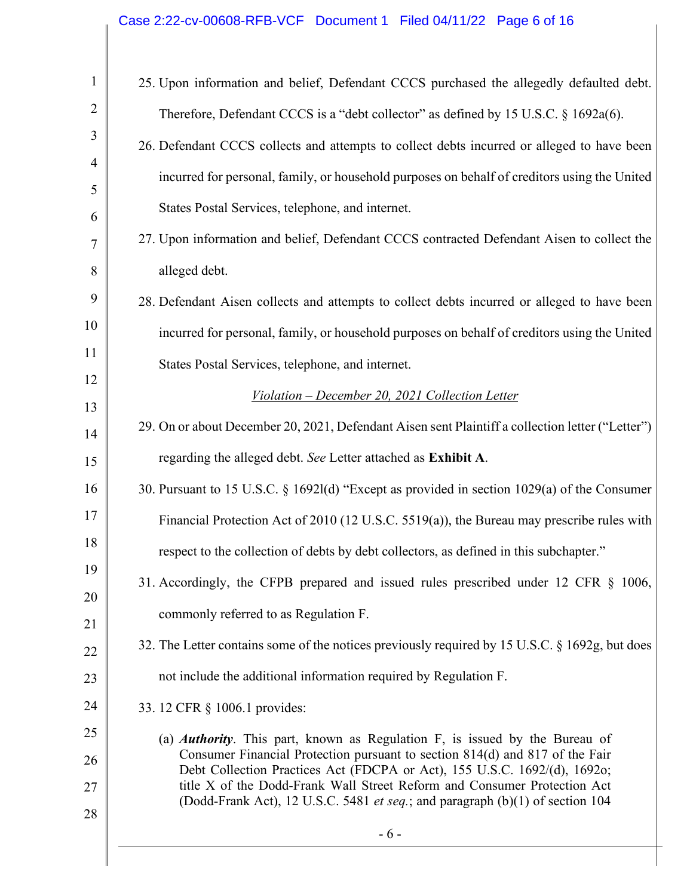25. Upon information and belief, Defendant CCCS purchased the allegedly defaulted debt. Therefore, Defendant CCCS is a "debt collector" as defined by 15 U.S.C. § 1692a(6).

26. Defendant CCCS collects and attempts to collect debts incurred or alleged to have been incurred for personal, family, or household purposes on behalf of creditors using the United States Postal Services, telephone, and internet.

27. Upon information and belief, Defendant CCCS contracted Defendant Aisen to collect the alleged debt.

28. Defendant Aisen collects and attempts to collect debts incurred or alleged to have been incurred for personal, family, or household purposes on behalf of creditors using the United States Postal Services, telephone, and internet.

*Violation – December 20, 2021 Collection Letter*

29. On or about December 20, 2021, Defendant Aisen sent Plaintiff a collection letter ("Letter") regarding the alleged debt. *See* Letter attached as **Exhibit A**.

30. Pursuant to 15 U.S.C. § 1692l(d) "Except as provided in section 1029(a) of the Consumer Financial Protection Act of 2010 (12 U.S.C. 5519(a)), the Bureau may prescribe rules with respect to the collection of debts by debt collectors, as defined in this subchapter."

31. Accordingly, the CFPB prepared and issued rules prescribed under 12 CFR § 1006, commonly referred to as Regulation F.

32. The Letter contains some of the notices previously required by 15 U.S.C. § 1692g, but does not include the additional information required by Regulation F.

33. 12 CFR § 1006.1 provides:

    (a) ***Authority***. This part, known as Regulation F, is issued by the Bureau of Consumer Financial Protection pursuant to section 814(d) and 817 of the Fair Debt Collection Practices Act (FDCPA or Act), 155 U.S.C. 1692/(d), 1692o; title X of the Dodd-Frank Wall Street Reform and Consumer Protection Act (Dodd-Frank Act), 12 U.S.C. 5481 *et seq.*; and paragraph (b)(1) of section 104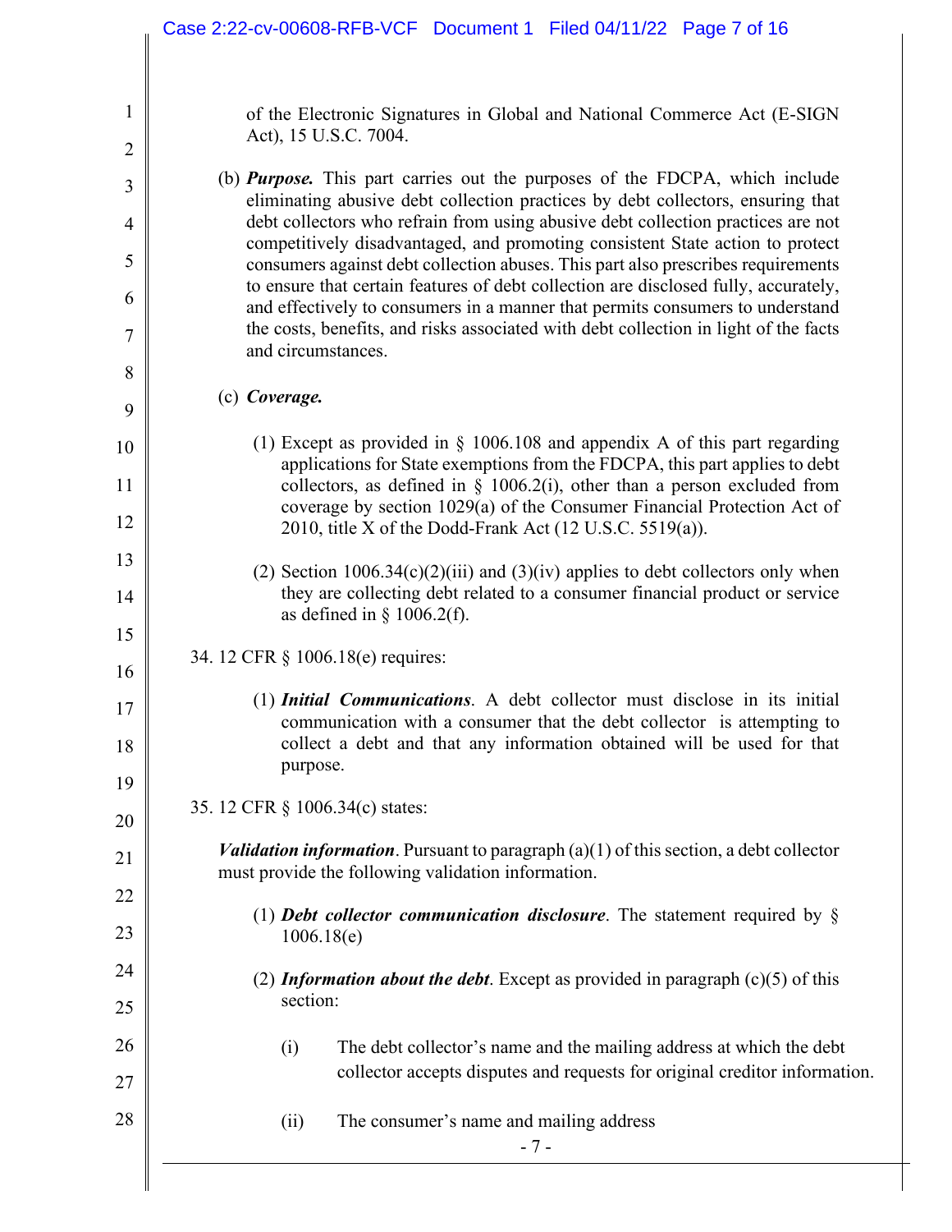of the Electronic Signatures in Global and National Commerce Act (E-SIGN Act), 15 U.S.C. 7004.

(b) ***Purpose.*** This part carries out the purposes of the FDCPA, which include eliminating abusive debt collection practices by debt collectors, ensuring that debt collectors who refrain from using abusive debt collection practices are not competitively disadvantaged, and promoting consistent State action to protect consumers against debt collection abuses. This part also prescribes requirements to ensure that certain features of debt collection are disclosed fully, accurately, and effectively to consumers in a manner that permits consumers to understand the costs, benefits, and risks associated with debt collection in light of the facts and circumstances.

(c) ***Coverage.***

(1) Except as provided in § 1006.108 and appendix A of this part regarding applications for State exemptions from the FDCPA, this part applies to debt collectors, as defined in § 1006.2(i), other than a person excluded from coverage by section 1029(a) of the Consumer Financial Protection Act of 2010, title X of the Dodd-Frank Act (12 U.S.C. 5519(a)).

(2) Section 1006.34(c)(2)(iii) and (3)(iv) applies to debt collectors only when they are collecting debt related to a consumer financial product or service as defined in § 1006.2(f).

34. 12 CFR § 1006.18(e) requires:

(1) ***Initial Communications***. A debt collector must disclose in its initial communication with a consumer that the debt collector is attempting to collect a debt and that any information obtained will be used for that purpose.

35. 12 CFR § 1006.34(c) states:

***Validation information***. Pursuant to paragraph (a)(1) of this section, a debt collector must provide the following validation information.

(1) ***Debt collector communication disclosure***. The statement required by § 1006.18(e)

(2) ***Information about the debt***. Except as provided in paragraph (c)(5) of this section:

(i) The debt collector's name and the mailing address at which the debt collector accepts disputes and requests for original creditor information.

(ii) The consumer's name and mailing address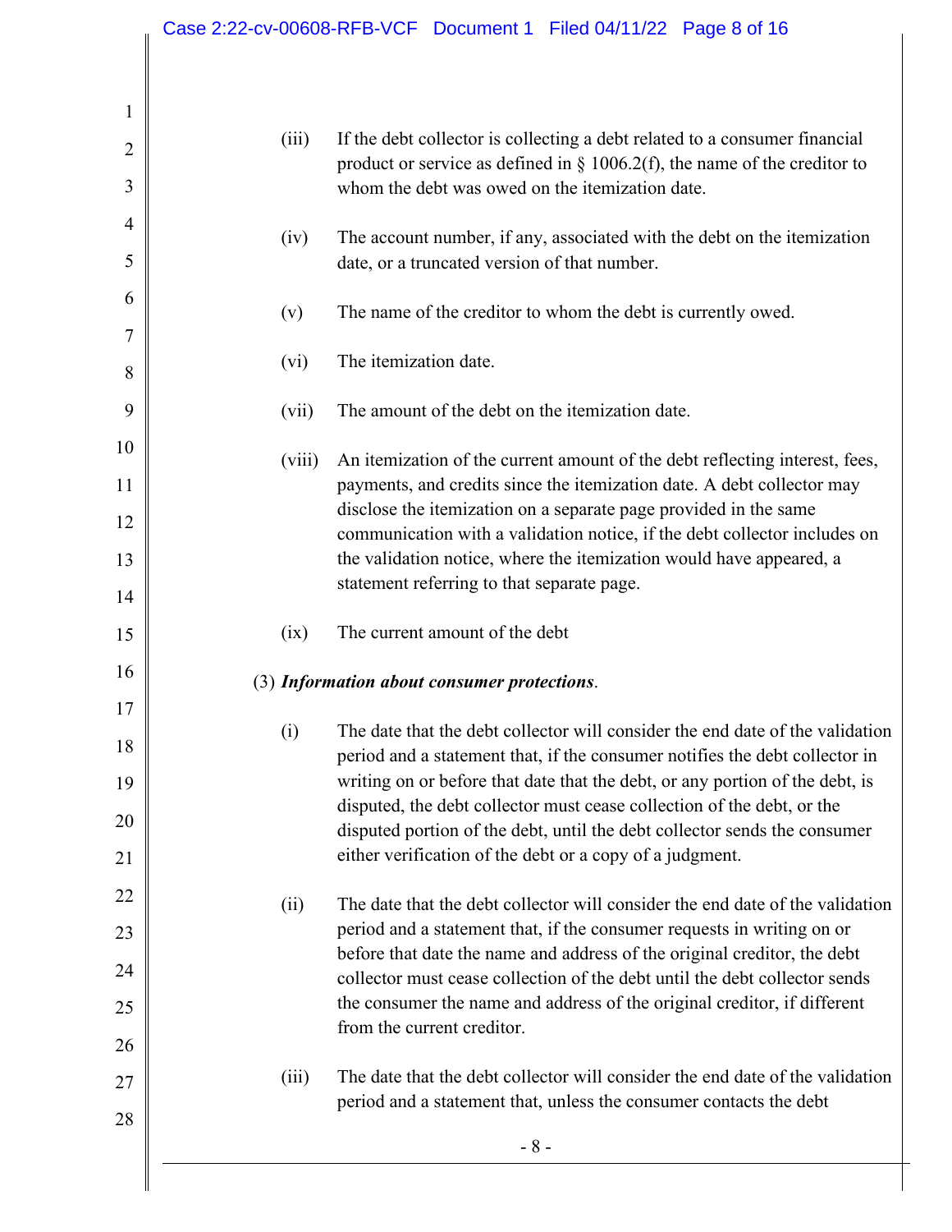(iii) If the debt collector is collecting a debt related to a consumer financial product or service as defined in § 1006.2(f), the name of the creditor to whom the debt was owed on the itemization date.

(iv) The account number, if any, associated with the debt on the itemization date, or a truncated version of that number.

(v) The name of the creditor to whom the debt is currently owed.

(vi) The itemization date.

(vii) The amount of the debt on the itemization date.

(viii) An itemization of the current amount of the debt reflecting interest, fees, payments, and credits since the itemization date. A debt collector may disclose the itemization on a separate page provided in the same communication with a validation notice, if the debt collector includes on the validation notice, where the itemization would have appeared, a statement referring to that separate page.

(ix) The current amount of the debt

(3) ***Information about consumer protections***.

(i) The date that the debt collector will consider the end date of the validation period and a statement that, if the consumer notifies the debt collector in writing on or before that date that the debt, or any portion of the debt, is disputed, the debt collector must cease collection of the debt, or the disputed portion of the debt, until the debt collector sends the consumer either verification of the debt or a copy of a judgment.

(ii) The date that the debt collector will consider the end date of the validation period and a statement that, if the consumer requests in writing on or before that date the name and address of the original creditor, the debt collector must cease collection of the debt until the debt collector sends the consumer the name and address of the original creditor, if different from the current creditor.

(iii) The date that the debt collector will consider the end date of the validation period and a statement that, unless the consumer contacts the debt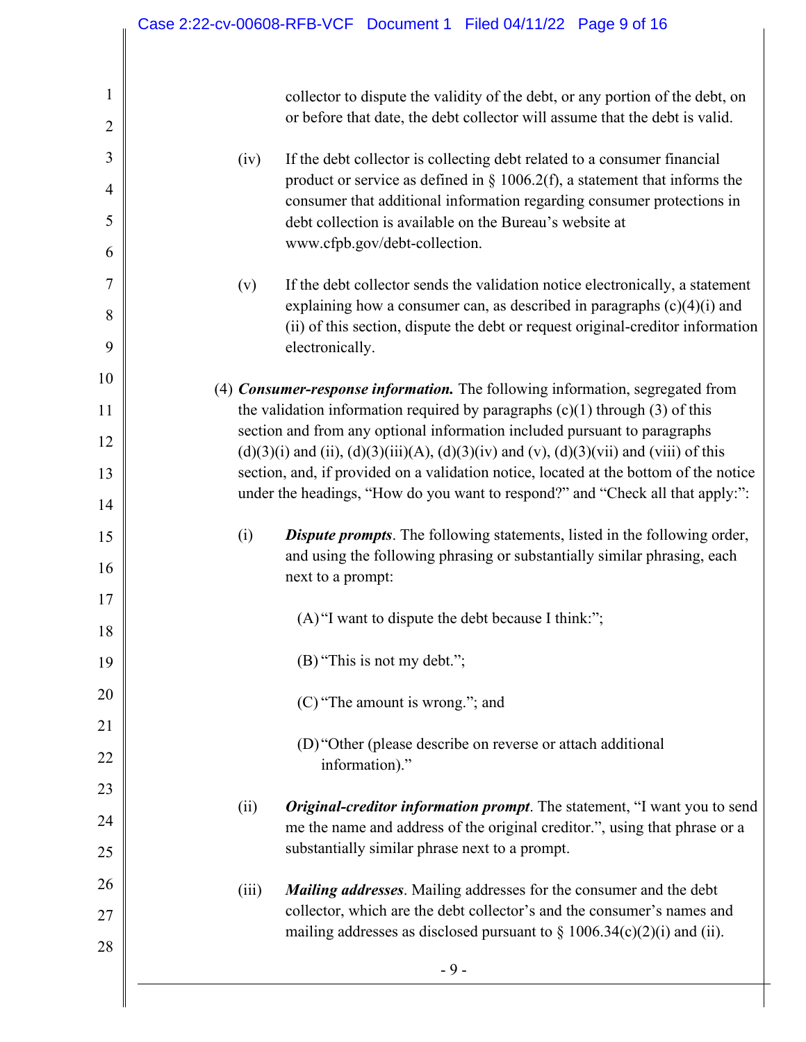collector to dispute the validity of the debt, or any portion of the debt, on or before that date, the debt collector will assume that the debt is valid.

(iv) If the debt collector is collecting debt related to a consumer financial product or service as defined in § 1006.2(f), a statement that informs the consumer that additional information regarding consumer protections in debt collection is available on the Bureau's website at www.cfpb.gov/debt-collection.

(v) If the debt collector sends the validation notice electronically, a statement explaining how a consumer can, as described in paragraphs (c)(4)(i) and (ii) of this section, dispute the debt or request original-creditor information electronically.

(4) ***Consumer-response information.*** The following information, segregated from the validation information required by paragraphs (c)(1) through (3) of this section and from any optional information included pursuant to paragraphs (d)(3)(i) and (ii), (d)(3)(iii)(A), (d)(3)(iv) and (v), (d)(3)(vii) and (viii) of this section, and, if provided on a validation notice, located at the bottom of the notice under the headings, "How do you want to respond?" and "Check all that apply:":

(i) ***Dispute prompts***. The following statements, listed in the following order, and using the following phrasing or substantially similar phrasing, each next to a prompt:

(A) "I want to dispute the debt because I think:";

(B) "This is not my debt.";

(C) "The amount is wrong."; and

(D) "Other (please describe on reverse or attach additional information)."

(ii) ***Original-creditor information prompt***. The statement, "I want you to send me the name and address of the original creditor.", using that phrase or a substantially similar phrase next to a prompt.

(iii) ***Mailing addresses***. Mailing addresses for the consumer and the debt collector, which are the debt collector's and the consumer's names and mailing addresses as disclosed pursuant to § 1006.34(c)(2)(i) and (ii).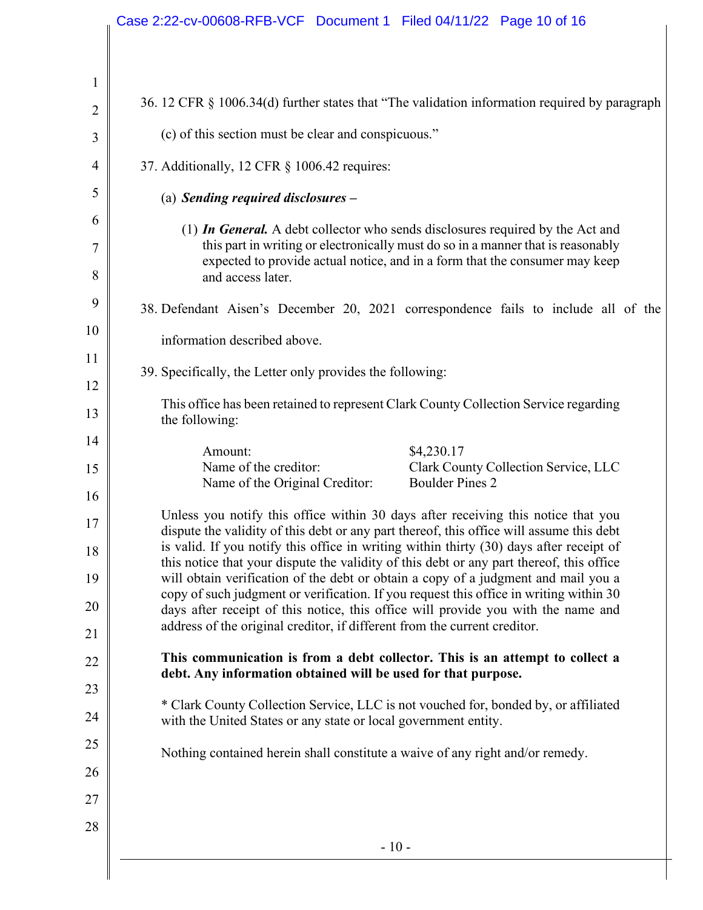36. 12 CFR § 1006.34(d) further states that "The validation information required by paragraph (c) of this section must be clear and conspicuous."

37. Additionally, 12 CFR § 1006.42 requires:

   (a) ***Sending required disclosures –***

      (1) ***In General.*** A debt collector who sends disclosures required by the Act and this part in writing or electronically must do so in a manner that is reasonably expected to provide actual notice, and in a form that the consumer may keep and access later.

38. Defendant Aisen's December 20, 2021 correspondence fails to include all of the information described above.

39. Specifically, the Letter only provides the following:

> This office has been retained to represent Clark County Collection Service regarding the following:
>
> | | |
> |---|---|
> | Amount: | $4,230.17 |
> | Name of the creditor: | Clark County Collection Service, LLC |
> | Name of the Original Creditor: | Boulder Pines 2 |
>
> Unless you notify this office within 30 days after receiving this notice that you dispute the validity of this debt or any part thereof, this office will assume this debt is valid. If you notify this office in writing within thirty (30) days after receipt of this notice that your dispute the validity of this debt or any part thereof, this office will obtain verification of the debt or obtain a copy of a judgment and mail you a copy of such judgment or verification. If you request this office in writing within 30 days after receipt of this notice, this office will provide you with the name and address of the original creditor, if different from the current creditor.
>
> **This communication is from a debt collector. This is an attempt to collect a debt. Any information obtained will be used for that purpose.**
>
> * Clark County Collection Service, LLC is not vouched for, bonded by, or affiliated with the United States or any state or local government entity.
>
> Nothing contained herein shall constitute a waive of any right and/or remedy.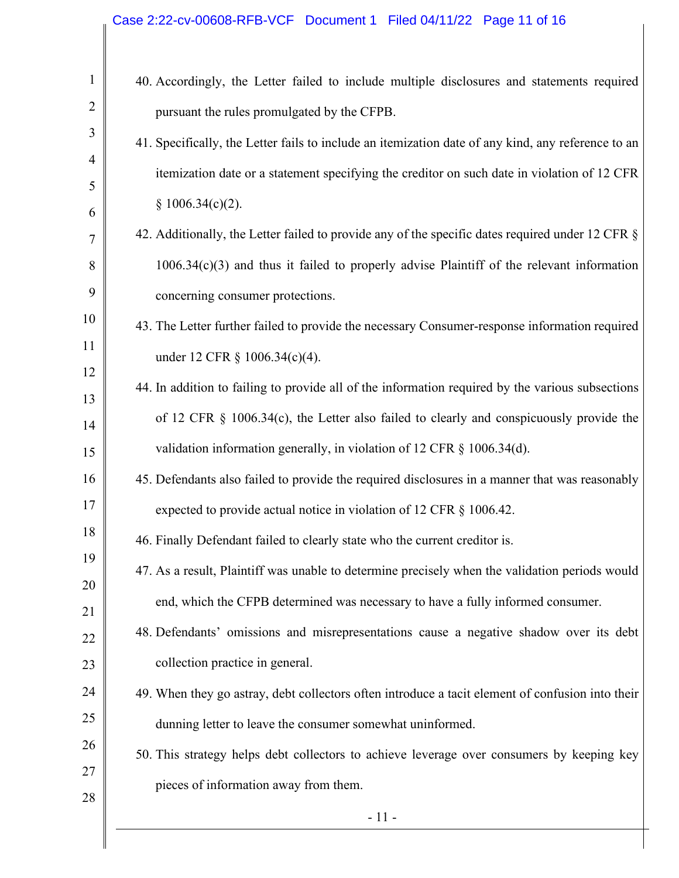40. Accordingly, the Letter failed to include multiple disclosures and statements required pursuant the rules promulgated by the CFPB.

41. Specifically, the Letter fails to include an itemization date of any kind, any reference to an itemization date or a statement specifying the creditor on such date in violation of 12 CFR § 1006.34(c)(2).

42. Additionally, the Letter failed to provide any of the specific dates required under 12 CFR § 1006.34(c)(3) and thus it failed to properly advise Plaintiff of the relevant information concerning consumer protections.

43. The Letter further failed to provide the necessary Consumer-response information required under 12 CFR § 1006.34(c)(4).

44. In addition to failing to provide all of the information required by the various subsections of 12 CFR § 1006.34(c), the Letter also failed to clearly and conspicuously provide the validation information generally, in violation of 12 CFR § 1006.34(d).

45. Defendants also failed to provide the required disclosures in a manner that was reasonably expected to provide actual notice in violation of 12 CFR § 1006.42.

46. Finally Defendant failed to clearly state who the current creditor is.

47. As a result, Plaintiff was unable to determine precisely when the validation periods would end, which the CFPB determined was necessary to have a fully informed consumer.

48. Defendants' omissions and misrepresentations cause a negative shadow over its debt collection practice in general.

49. When they go astray, debt collectors often introduce a tacit element of confusion into their dunning letter to leave the consumer somewhat uninformed.

50. This strategy helps debt collectors to achieve leverage over consumers by keeping key pieces of information away from them.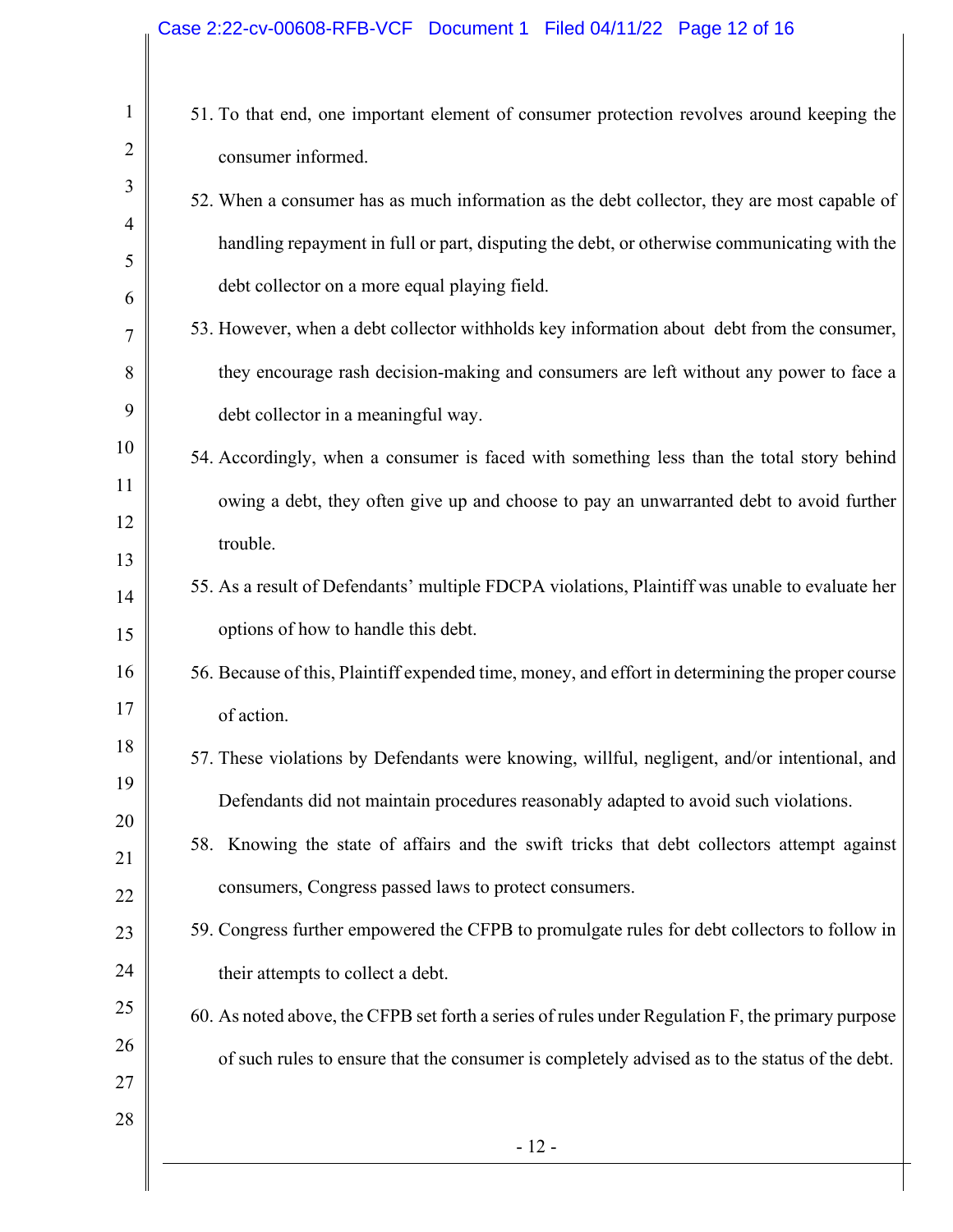51. To that end, one important element of consumer protection revolves around keeping the consumer informed.

52. When a consumer has as much information as the debt collector, they are most capable of handling repayment in full or part, disputing the debt, or otherwise communicating with the debt collector on a more equal playing field.

53. However, when a debt collector withholds key information about debt from the consumer, they encourage rash decision-making and consumers are left without any power to face a debt collector in a meaningful way.

54. Accordingly, when a consumer is faced with something less than the total story behind owing a debt, they often give up and choose to pay an unwarranted debt to avoid further trouble.

55. As a result of Defendants' multiple FDCPA violations, Plaintiff was unable to evaluate her options of how to handle this debt.

56. Because of this, Plaintiff expended time, money, and effort in determining the proper course of action.

57. These violations by Defendants were knowing, willful, negligent, and/or intentional, and Defendants did not maintain procedures reasonably adapted to avoid such violations.

58. Knowing the state of affairs and the swift tricks that debt collectors attempt against consumers, Congress passed laws to protect consumers.

59. Congress further empowered the CFPB to promulgate rules for debt collectors to follow in their attempts to collect a debt.

60. As noted above, the CFPB set forth a series of rules under Regulation F, the primary purpose of such rules to ensure that the consumer is completely advised as to the status of the debt.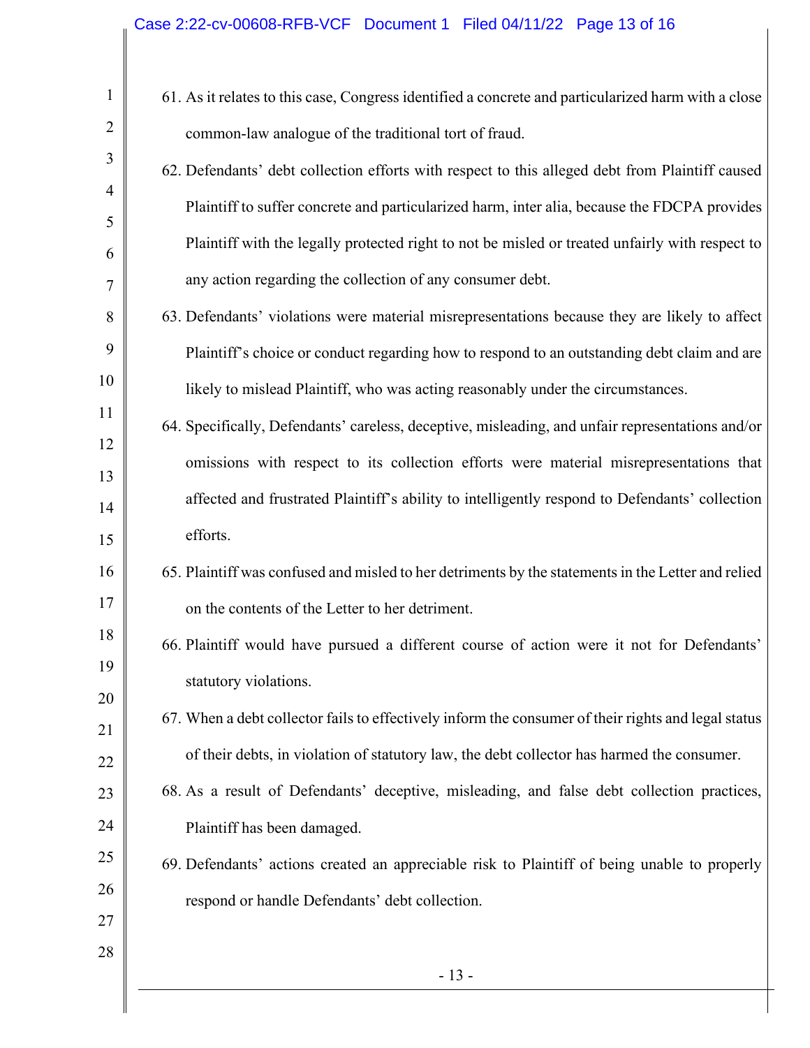61. As it relates to this case, Congress identified a concrete and particularized harm with a close common-law analogue of the traditional tort of fraud.

62. Defendants' debt collection efforts with respect to this alleged debt from Plaintiff caused Plaintiff to suffer concrete and particularized harm, inter alia, because the FDCPA provides Plaintiff with the legally protected right to not be misled or treated unfairly with respect to any action regarding the collection of any consumer debt.

63. Defendants' violations were material misrepresentations because they are likely to affect Plaintiff's choice or conduct regarding how to respond to an outstanding debt claim and are likely to mislead Plaintiff, who was acting reasonably under the circumstances.

64. Specifically, Defendants' careless, deceptive, misleading, and unfair representations and/or omissions with respect to its collection efforts were material misrepresentations that affected and frustrated Plaintiff's ability to intelligently respond to Defendants' collection efforts.

65. Plaintiff was confused and misled to her detriments by the statements in the Letter and relied on the contents of the Letter to her detriment.

66. Plaintiff would have pursued a different course of action were it not for Defendants' statutory violations.

67. When a debt collector fails to effectively inform the consumer of their rights and legal status of their debts, in violation of statutory law, the debt collector has harmed the consumer.

68. As a result of Defendants' deceptive, misleading, and false debt collection practices, Plaintiff has been damaged.

69. Defendants' actions created an appreciable risk to Plaintiff of being unable to properly respond or handle Defendants' debt collection.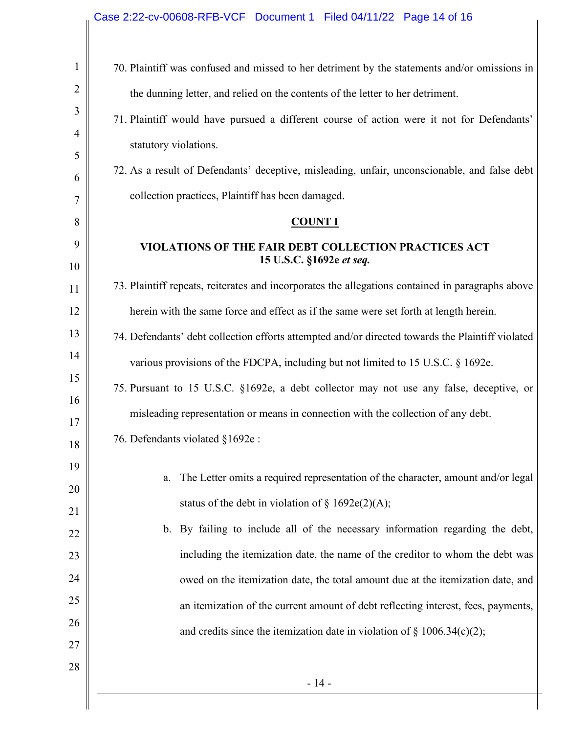70. Plaintiff was confused and missed to her detriment by the statements and/or omissions in the dunning letter, and relied on the contents of the letter to her detriment.

71. Plaintiff would have pursued a different course of action were it not for Defendants' statutory violations.

72. As a result of Defendants' deceptive, misleading, unfair, unconscionable, and false debt collection practices, Plaintiff has been damaged.

**COUNT I**

**VIOLATIONS OF THE FAIR DEBT COLLECTION PRACTICES ACT**
**15 U.S.C. §1692e *et seq.***

73. Plaintiff repeats, reiterates and incorporates the allegations contained in paragraphs above herein with the same force and effect as if the same were set forth at length herein.

74. Defendants' debt collection efforts attempted and/or directed towards the Plaintiff violated various provisions of the FDCPA, including but not limited to 15 U.S.C. § 1692e.

75. Pursuant to 15 U.S.C. §1692e, a debt collector may not use any false, deceptive, or misleading representation or means in connection with the collection of any debt.

76. Defendants violated §1692e :

    a. The Letter omits a required representation of the character, amount and/or legal status of the debt in violation of § 1692e(2)(A);

    b. By failing to include all of the necessary information regarding the debt, including the itemization date, the name of the creditor to whom the debt was owed on the itemization date, the total amount due at the itemization date, and an itemization of the current amount of debt reflecting interest, fees, payments, and credits since the itemization date in violation of § 1006.34(c)(2);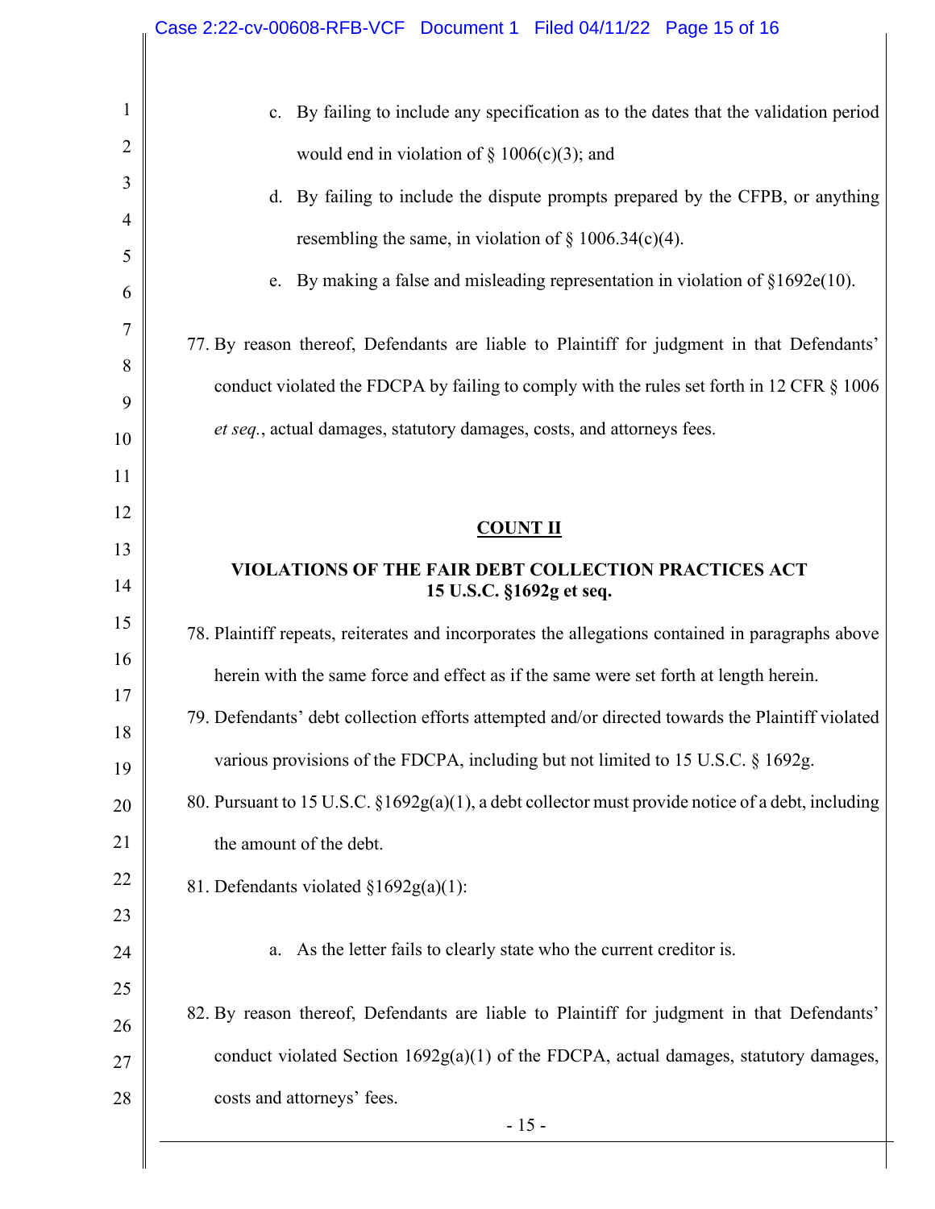c. By failing to include any specification as to the dates that the validation period would end in violation of § 1006(c)(3); and

d. By failing to include the dispute prompts prepared by the CFPB, or anything resembling the same, in violation of § 1006.34(c)(4).

e. By making a false and misleading representation in violation of §1692e(10).

77. By reason thereof, Defendants are liable to Plaintiff for judgment in that Defendants' conduct violated the FDCPA by failing to comply with the rules set forth in 12 CFR § 1006 *et seq.*, actual damages, statutory damages, costs, and attorneys fees.

**COUNT II**

**VIOLATIONS OF THE FAIR DEBT COLLECTION PRACTICES ACT**
**15 U.S.C. §1692g et seq.**

78. Plaintiff repeats, reiterates and incorporates the allegations contained in paragraphs above herein with the same force and effect as if the same were set forth at length herein.

79. Defendants' debt collection efforts attempted and/or directed towards the Plaintiff violated various provisions of the FDCPA, including but not limited to 15 U.S.C. § 1692g.

80. Pursuant to 15 U.S.C. §1692g(a)(1), a debt collector must provide notice of a debt, including the amount of the debt.

81. Defendants violated §1692g(a)(1):

a. As the letter fails to clearly state who the current creditor is.

82. By reason thereof, Defendants are liable to Plaintiff for judgment in that Defendants' conduct violated Section 1692g(a)(1) of the FDCPA, actual damages, statutory damages, costs and attorneys' fees.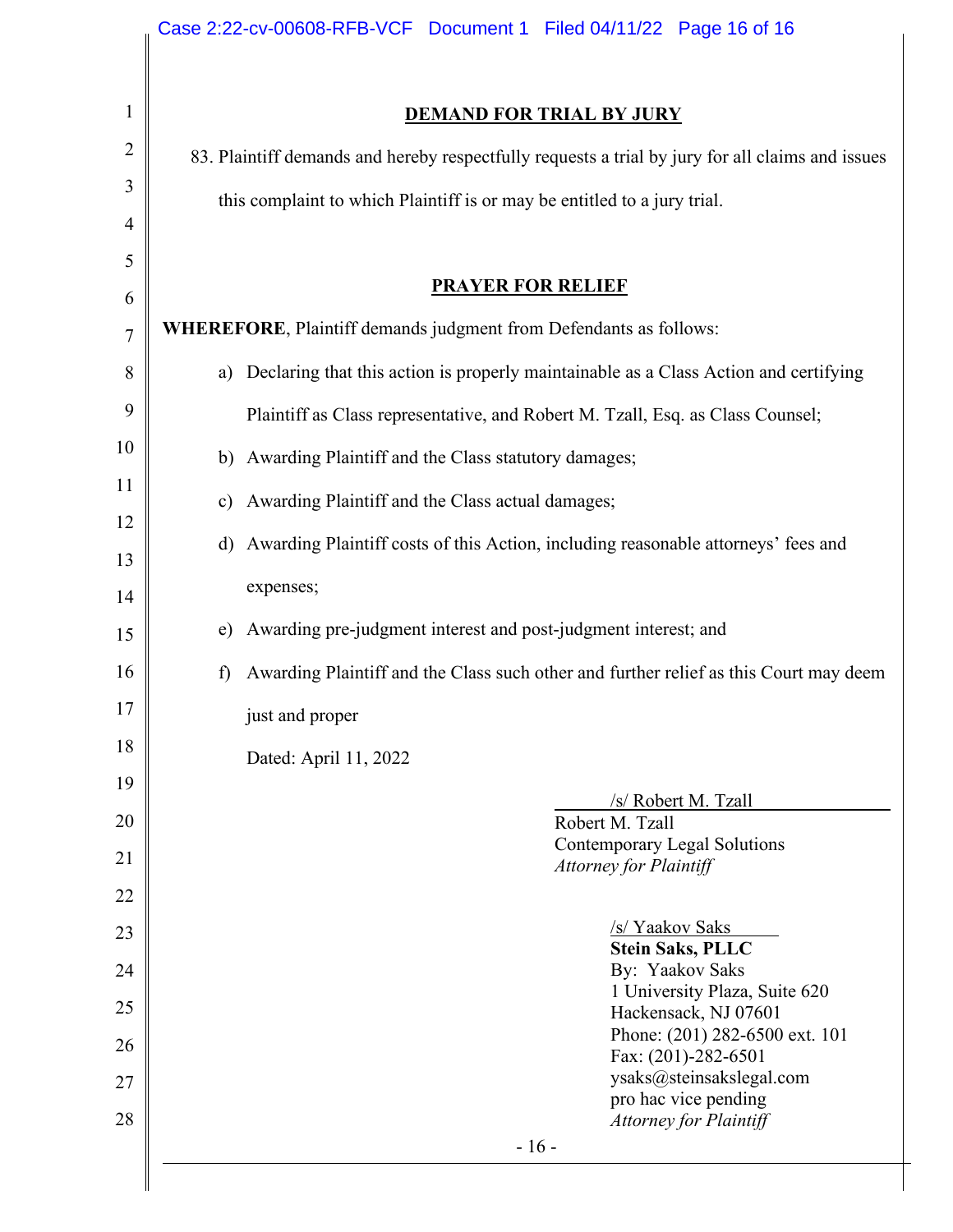## DEMAND FOR TRIAL BY JURY

83. Plaintiff demands and hereby respectfully requests a trial by jury for all claims and issues this complaint to which Plaintiff is or may be entitled to a jury trial.

## PRAYER FOR RELIEF

**WHEREFORE**, Plaintiff demands judgment from Defendants as follows:

a) Declaring that this action is properly maintainable as a Class Action and certifying Plaintiff as Class representative, and Robert M. Tzall, Esq. as Class Counsel;

b) Awarding Plaintiff and the Class statutory damages;

c) Awarding Plaintiff and the Class actual damages;

d) Awarding Plaintiff costs of this Action, including reasonable attorneys' fees and expenses;

e) Awarding pre-judgment interest and post-judgment interest; and

f) Awarding Plaintiff and the Class such other and further relief as this Court may deem just and proper

Dated: April 11, 2022

/s/ Robert M. Tzall
Robert M. Tzall
Contemporary Legal Solutions
*Attorney for Plaintiff*

/s/ Yaakov Saks
**Stein Saks, PLLC**
By: Yaakov Saks
1 University Plaza, Suite 620
Hackensack, NJ 07601
Phone: (201) 282-6500 ext. 101
Fax: (201)-282-6501
ysaks@steinsakslegal.com
pro hac vice pending
*Attorney for Plaintiff*